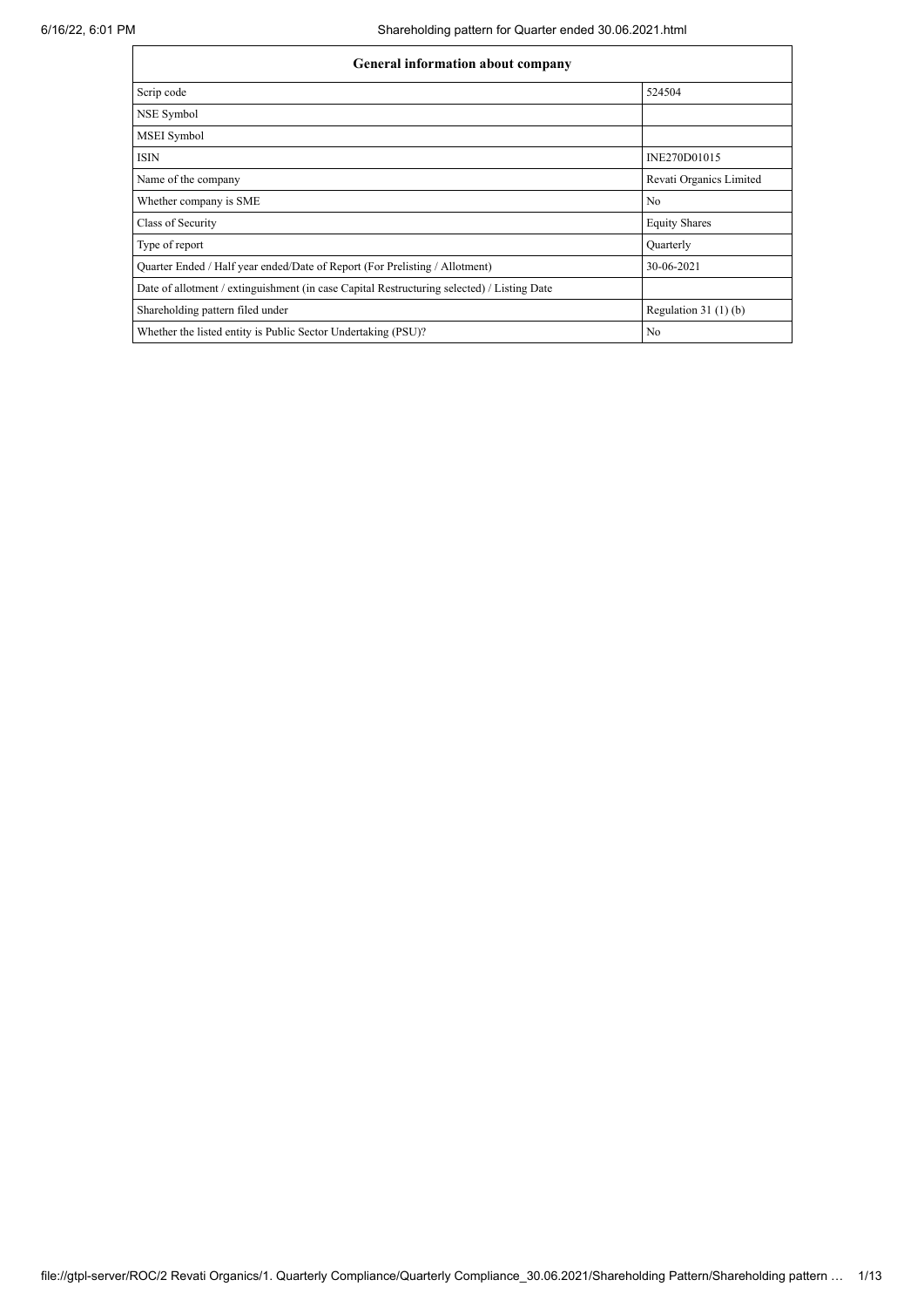| General information about company | |
|---|---|
| Scrip code | 524504 |
| NSE Symbol | |
| MSEI Symbol | |
| ISIN | INE270D01015 |
| Name of the company | Revati Organics Limited |
| Whether company is SME | No |
| Class of Security | Equity Shares |
| Type of report | Quarterly |
| Quarter Ended / Half year ended/Date of Report (For Prelisting / Allotment) | 30-06-2021 |
| Date of allotment / extinguishment (in case Capital Restructuring selected) / Listing Date | |
| Shareholding pattern filed under | Regulation 31 (1) (b) |
| Whether the listed entity is Public Sector Undertaking (PSU)? | No |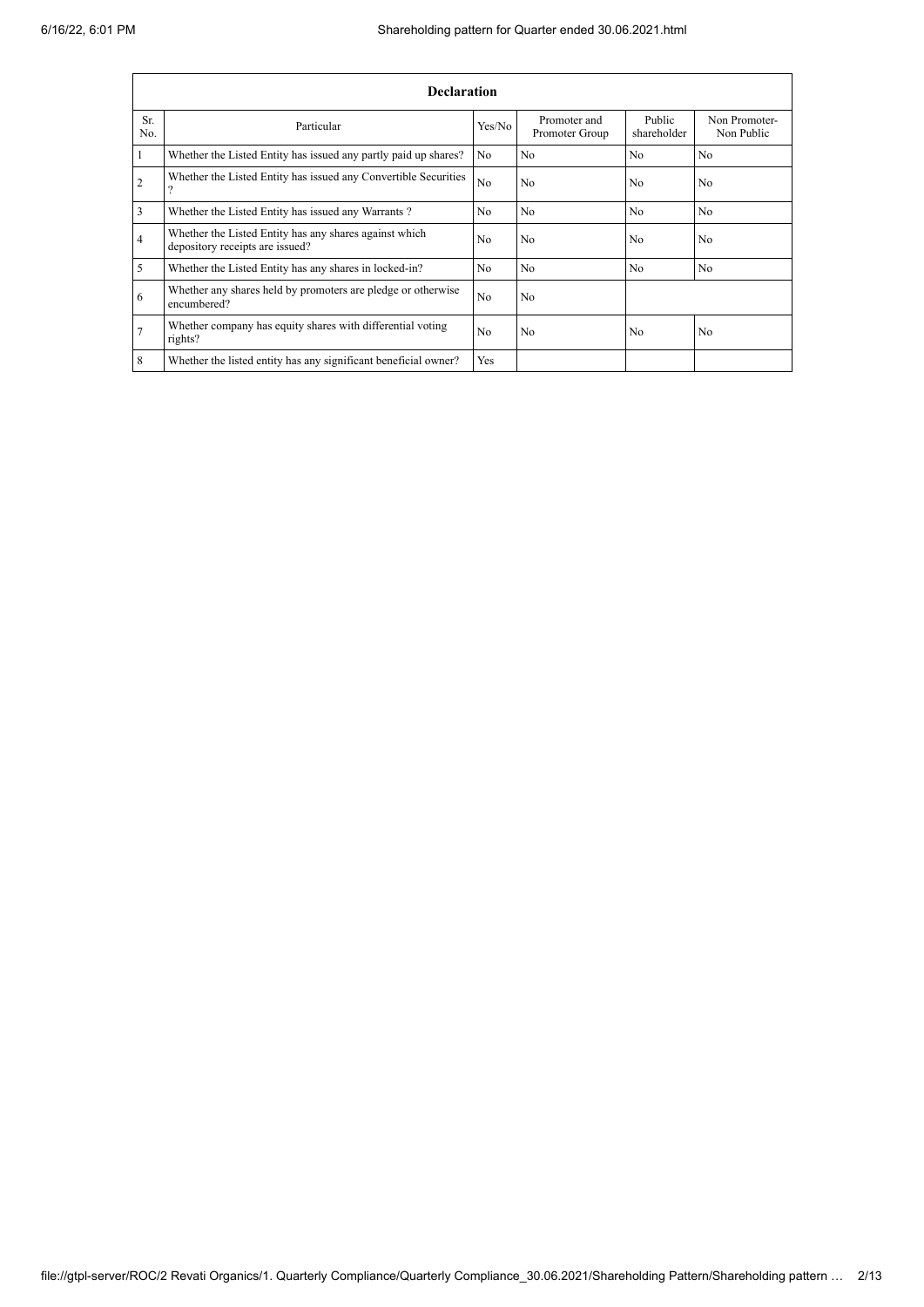| Declaration | | | | | |
|---|---|---|---|---|---|
| Sr. No. | Particular | Yes/No | Promoter and Promoter Group | Public shareholder | Non Promoter- Non Public |
| 1 | Whether the Listed Entity has issued any partly paid up shares? | No | No | No | No |
| 2 | Whether the Listed Entity has issued any Convertible Securities ? | No | No | No | No |
| 3 | Whether the Listed Entity has issued any Warrants ? | No | No | No | No |
| 4 | Whether the Listed Entity has any shares against which depository receipts are issued? | No | No | No | No |
| 5 | Whether the Listed Entity has any shares in locked-in? | No | No | No | No |
| 6 | Whether any shares held by promoters are pledge or otherwise encumbered? | No | No | | |
| 7 | Whether company has equity shares with differential voting rights? | No | No | No | No |
| 8 | Whether the listed entity has any significant beneficial owner? | Yes | | | |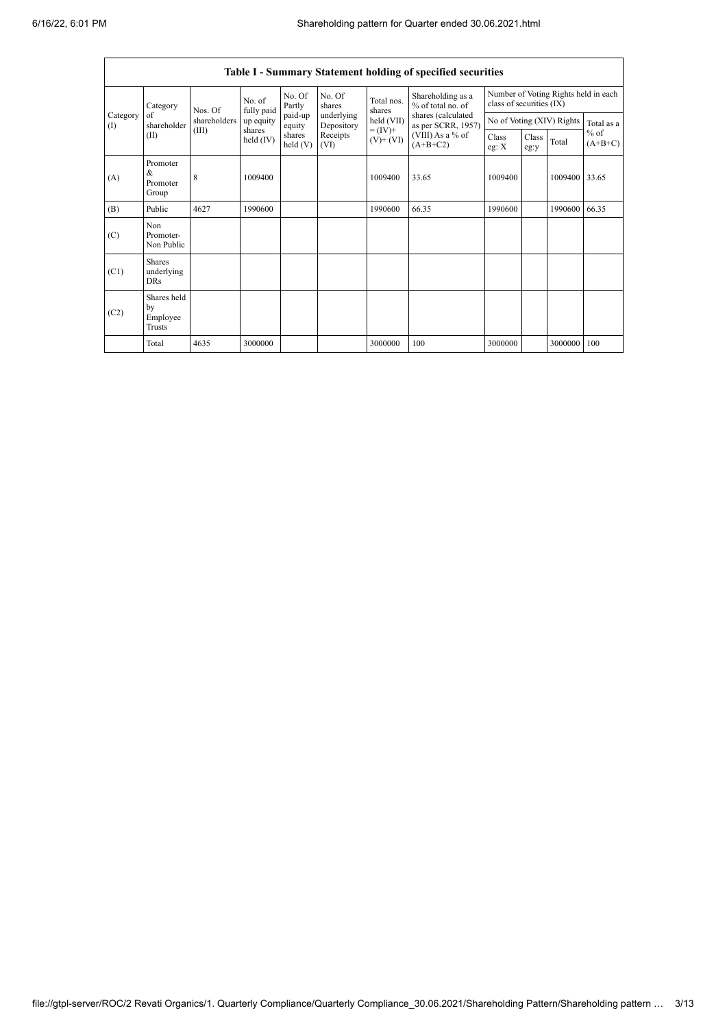## Table I - Summary Statement holding of specified securities

| Category (I) | Category of shareholder (II) | Nos. Of shareholders (III) | No. of fully paid up equity shares held (IV) | No. Of Partly paid-up equity shares held (V) | No. Of shares underlying Depository Receipts (VI) | Total nos. shares held (VII) = (IV)+ (V)+ (VI) | Shareholding as a % of total no. of shares (calculated as per SCRR, 1957) (VIII) As a % of (A+B+C2) | Number of Voting Rights held in each class of securities (IX) | | | |
|---|---|---|---|---|---|---|---|---|---|---|---|
| | | | | | | | | No of Voting (XIV) Rights | | | Total as a % of (A+B+C) |
| | | | | | | | | Class eg: X | Class eg:y | Total | |
| (A) | Promoter & Promoter Group | 8 | 1009400 | | | 1009400 | 33.65 | 1009400 | | 1009400 | 33.65 |
| (B) | Public | 4627 | 1990600 | | | 1990600 | 66.35 | 1990600 | | 1990600 | 66.35 |
| (C) | Non Promoter- Non Public | | | | | | | | | | |
| (C1) | Shares underlying DRs | | | | | | | | | | |
| (C2) | Shares held by Employee Trusts | | | | | | | | | | |
| | Total | 4635 | 3000000 | | | 3000000 | 100 | 3000000 | | 3000000 | 100 |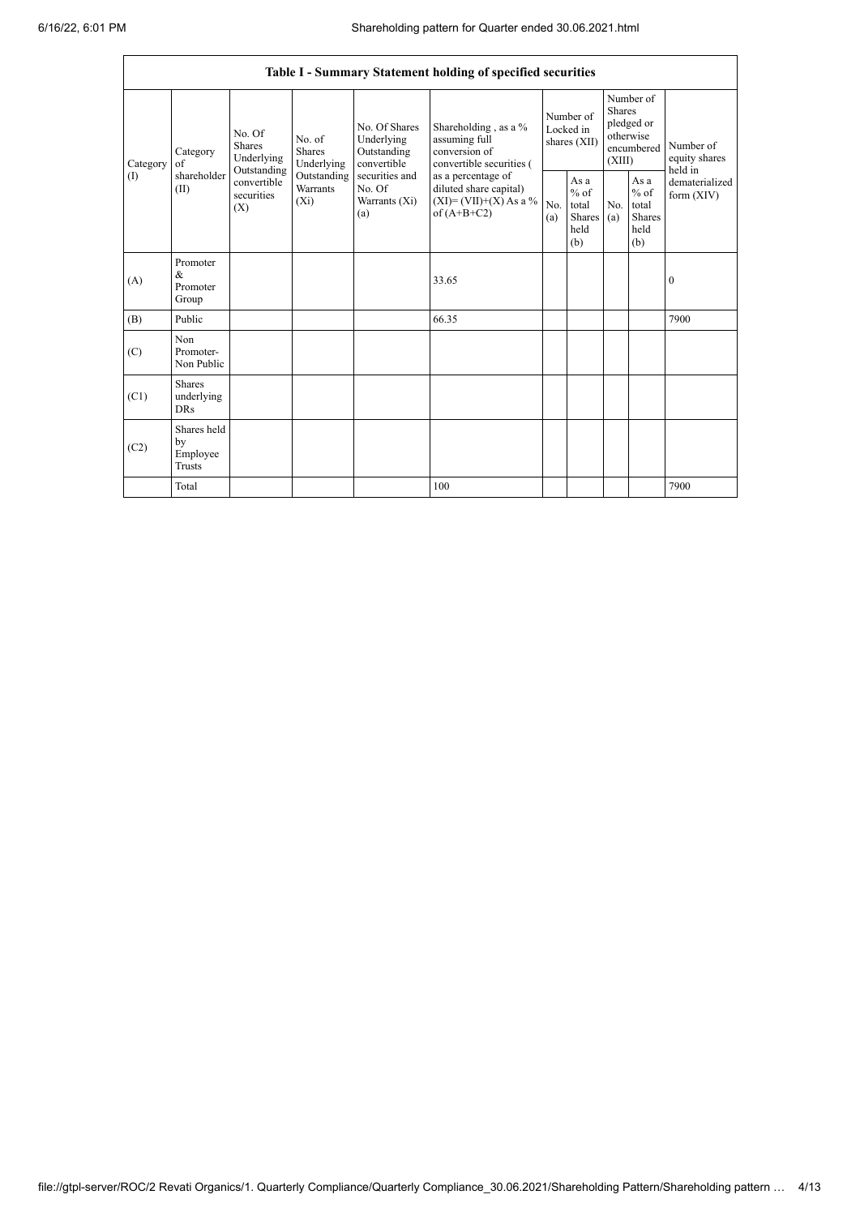| Table I - Summary Statement holding of specified securities | | | | | | | | | | | |
|---|---|---|---|---|---|---|---|---|---|---|---|
| Category (I) | Category of shareholder (II) | No. Of Shares Underlying Outstanding convertible securities (X) | No. of Shares Underlying Outstanding Warrants (Xi) | No. Of Shares Underlying Outstanding convertible securities and No. Of Warrants (Xi) (a) | Shareholding , as a % assuming full conversion of convertible securities ( as a percentage of diluted share capital) (XI)= (VII)+(X) As a % of (A+B+C2) | Number of Locked in shares (XII) | | Number of Shares pledged or otherwise encumbered (XIII) | | Number of equity shares held in dematerialized form (XIV) |
| | | | | | | No. (a) | As a % of total Shares held (b) | No. (a) | As a % of total Shares held (b) | |
| (A) | Promoter & Promoter Group | | | | 33.65 | | | | | 0 |
| (B) | Public | | | | 66.35 | | | | | 7900 |
| (C) | Non Promoter- Non Public | | | | | | | | | |
| (C1) | Shares underlying DRs | | | | | | | | | |
| (C2) | Shares held by Employee Trusts | | | | | | | | | |
| | Total | | | | 100 | | | | | 7900 |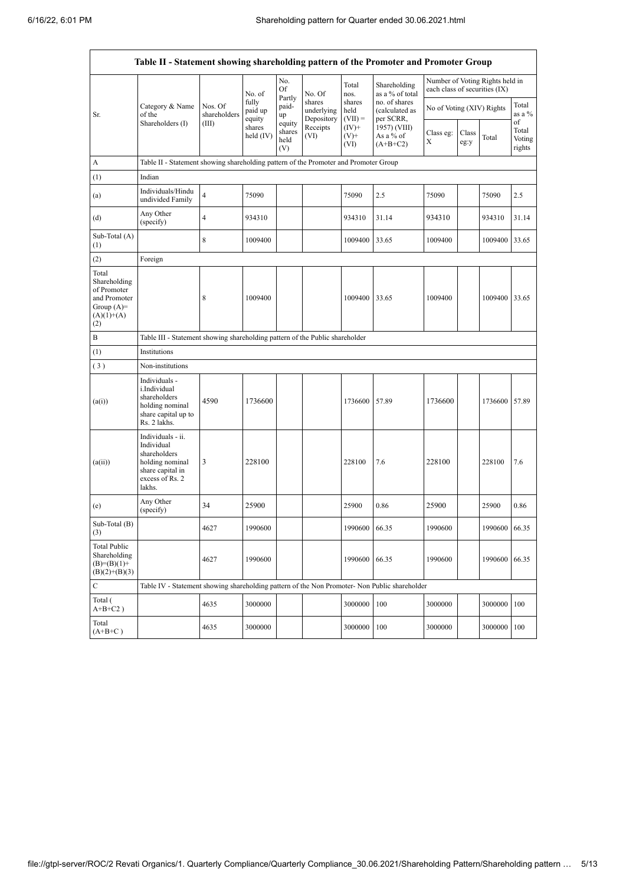| Table II - Statement showing shareholding pattern of the Promoter and Promoter Group | | | | | | | | | | | |
|---|---|---|---|---|---|---|---|---|---|---|---|
| Sr. | Category & Name of the Shareholders (I) | Nos. Of shareholders (III) | No. of fully paid up equity shares held (IV) | No. Of Partly paid-up equity shares held (V) | No. Of shares underlying Depository Receipts (VI) | Total nos. shares held (VII) = (IV)+ (V)+ (VI) | Shareholding as a % of total no. of shares (calculated as per SCRR, 1957) (VIII) As a % of (A+B+C2) | Number of Voting Rights held in each class of securities (IX) | | | |
| | | | | | | | | No of Voting (XIV) Rights | | | Total as a % of Total Voting rights |
| | | | | | | | | Class eg: X | Class eg:y | Total | |
| A | Table II - Statement showing shareholding pattern of the Promoter and Promoter Group | | | | | | | | | | |
| (1) | Indian | | | | | | | | | | |
| (a) | Individuals/Hindu undivided Family | 4 | 75090 | | | 75090 | 2.5 | 75090 | | 75090 | 2.5 |
| (d) | Any Other (specify) | 4 | 934310 | | | 934310 | 31.14 | 934310 | | 934310 | 31.14 |
| Sub-Total (A) (1) | | 8 | 1009400 | | | 1009400 | 33.65 | 1009400 | | 1009400 | 33.65 |
| (2) | Foreign | | | | | | | | | | |
| Total Shareholding of Promoter and Promoter Group (A)= (A)(1)+(A)(2) | | 8 | 1009400 | | | 1009400 | 33.65 | 1009400 | | 1009400 | 33.65 |
| B | Table III - Statement showing shareholding pattern of the Public shareholder | | | | | | | | | | |
| (1) | Institutions | | | | | | | | | | |
| (3) | Non-institutions | | | | | | | | | | |
| (a(i)) | Individuals - i.Individual shareholders holding nominal share capital up to Rs. 2 lakhs. | 4590 | 1736600 | | | 1736600 | 57.89 | 1736600 | | 1736600 | 57.89 |
| (a(ii)) | Individuals - ii. Individual shareholders holding nominal share capital in excess of Rs. 2 lakhs. | 3 | 228100 | | | 228100 | 7.6 | 228100 | | 228100 | 7.6 |
| (e) | Any Other (specify) | 34 | 25900 | | | 25900 | 0.86 | 25900 | | 25900 | 0.86 |
| Sub-Total (B) (3) | | 4627 | 1990600 | | | 1990600 | 66.35 | 1990600 | | 1990600 | 66.35 |
| Total Public Shareholding (B)=(B)(1)+(B)(2)+(B)(3) | | 4627 | 1990600 | | | 1990600 | 66.35 | 1990600 | | 1990600 | 66.35 |
| C | Table IV - Statement showing shareholding pattern of the Non Promoter- Non Public shareholder | | | | | | | | | | |
| Total (A+B+C2) | | 4635 | 3000000 | | | 3000000 | 100 | 3000000 | | 3000000 | 100 |
| Total (A+B+C) | | 4635 | 3000000 | | | 3000000 | 100 | 3000000 | | 3000000 | 100 |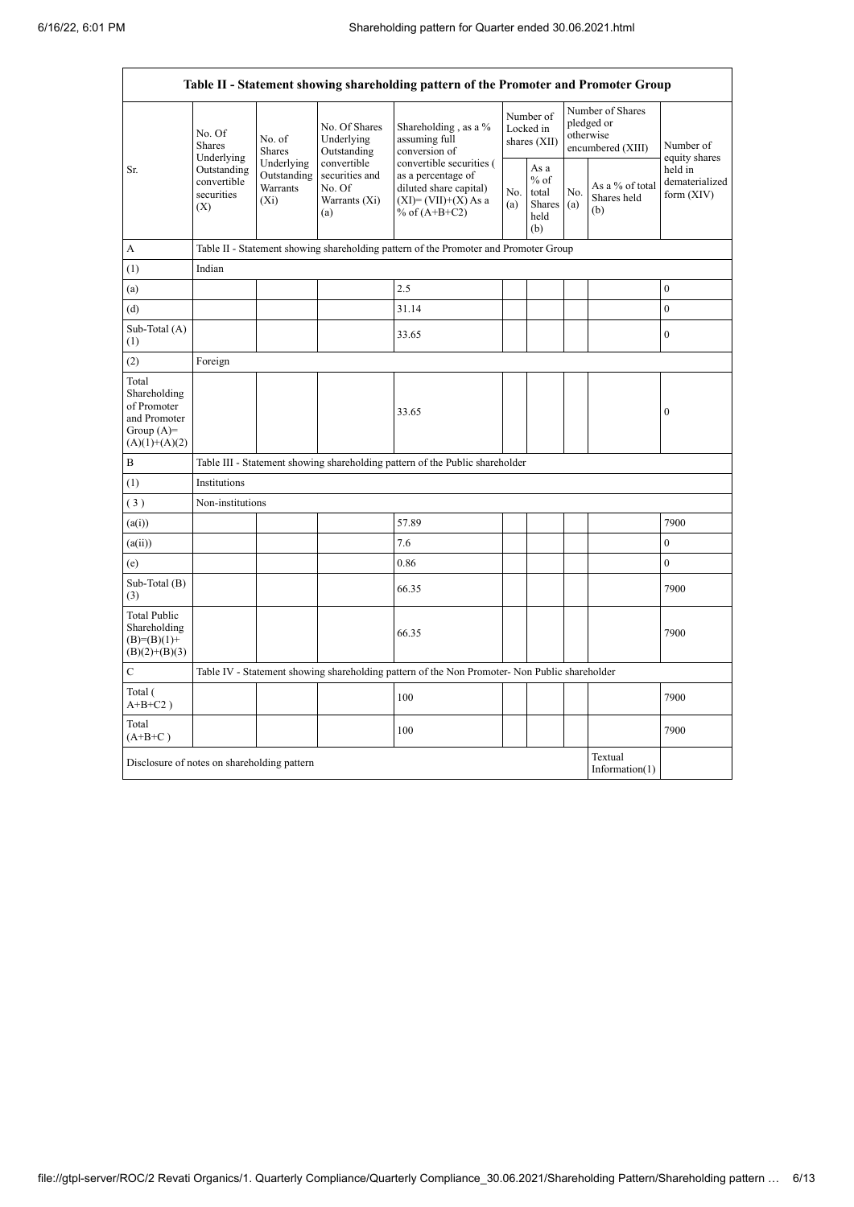| Table II - Statement showing shareholding pattern of the Promoter and Promoter Group | | | | | | | | | |
|---|---|---|---|---|---|---|---|---|---|
| Sr. | No. Of Shares Underlying Outstanding convertible securities (X) | No. of Shares Underlying Outstanding Warrants (Xi) | No. Of Shares Underlying Outstanding convertible securities and No. Of Warrants (Xi) (a) | Shareholding , as a % assuming full conversion of convertible securities ( as a percentage of diluted share capital) (XI)= (VII)+(X) As a % of (A+B+C2) | Number of Locked in shares (XII) | | Number of Shares pledged or otherwise encumbered (XIII) | | Number of equity shares held in dematerialized form (XIV) |
| | | | | | No. (a) | As a % of total Shares held (b) | No. (a) | As a % of total Shares held (b) | |
| A | Table II - Statement showing shareholding pattern of the Promoter and Promoter Group | | | | | | | | |
| (1) | Indian | | | | | | | | |
| (a) | | | | 2.5 | | | | | 0 |
| (d) | | | | 31.14 | | | | | 0 |
| Sub-Total (A) (1) | | | | 33.65 | | | | | 0 |
| (2) | Foreign | | | | | | | | |
| Total Shareholding of Promoter and Promoter Group (A)= (A)(1)+(A)(2) | | | | 33.65 | | | | | 0 |
| B | Table III - Statement showing shareholding pattern of the Public shareholder | | | | | | | | |
| (1) | Institutions | | | | | | | | |
| ( 3 ) | Non-institutions | | | | | | | | |
| (a(i)) | | | | 57.89 | | | | | 7900 |
| (a(ii)) | | | | 7.6 | | | | | 0 |
| (e) | | | | 0.86 | | | | | 0 |
| Sub-Total (B) (3) | | | | 66.35 | | | | | 7900 |
| Total Public Shareholding (B)=(B)(1)+ (B)(2)+(B)(3) | | | | 66.35 | | | | | 7900 |
| C | Table IV - Statement showing shareholding pattern of the Non Promoter- Non Public shareholder | | | | | | | | |
| Total ( A+B+C2 ) | | | | 100 | | | | | 7900 |
| Total (A+B+C ) | | | | 100 | | | | | 7900 |
| Disclosure of notes on shareholding pattern | | | | | | | | Textual Information(1) | |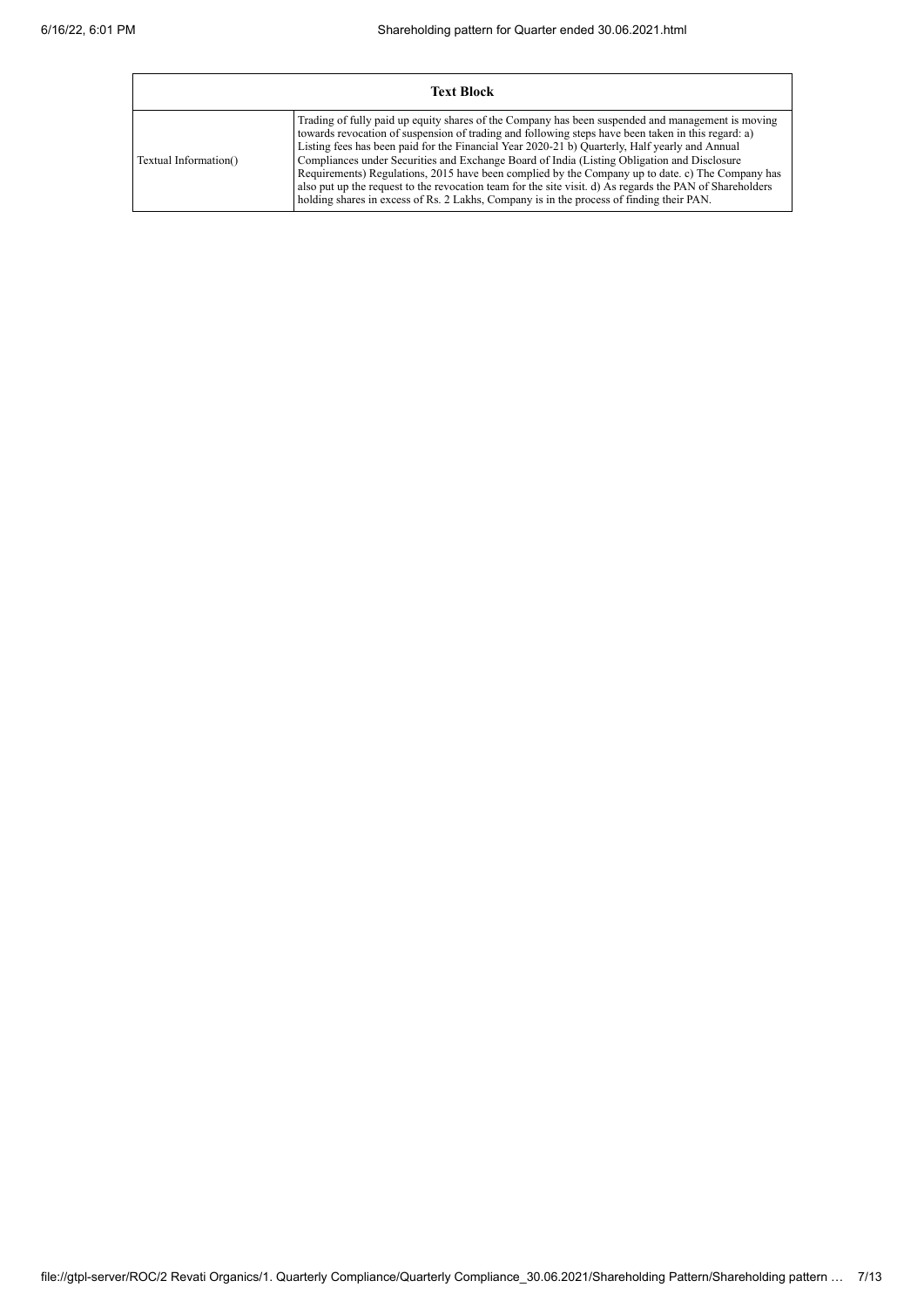| Text Block | |
|---|---|
| Textual Information() | Trading of fully paid up equity shares of the Company has been suspended and management is moving towards revocation of suspension of trading and following steps have been taken in this regard: a) Listing fees has been paid for the Financial Year 2020-21 b) Quarterly, Half yearly and Annual Compliances under Securities and Exchange Board of India (Listing Obligation and Disclosure Requirements) Regulations, 2015 have been complied by the Company up to date. c) The Company has also put up the request to the revocation team for the site visit. d) As regards the PAN of Shareholders holding shares in excess of Rs. 2 Lakhs, Company is in the process of finding their PAN. |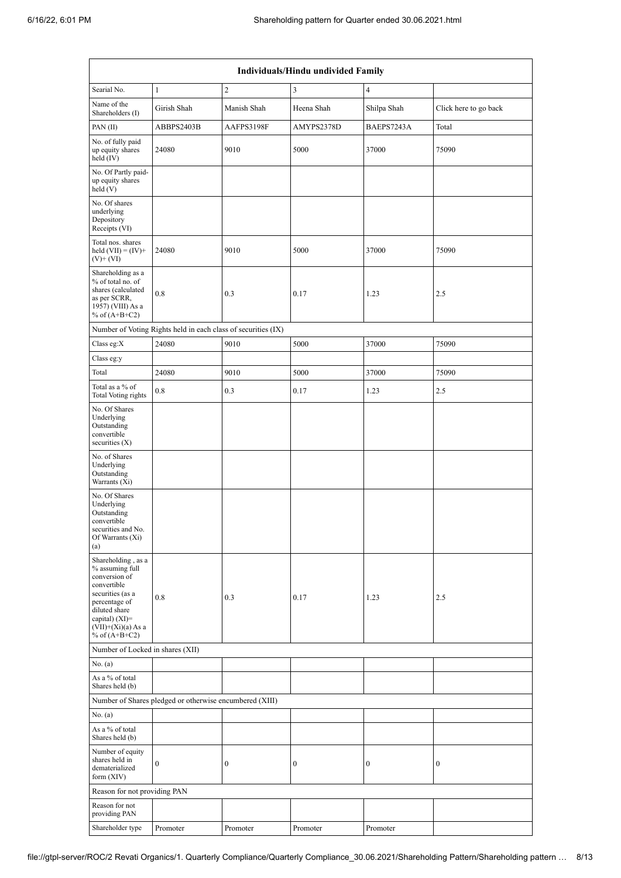| Individuals/Hindu undivided Family | | | | | |
|---|---|---|---|---|---|
| Searial No. | 1 | 2 | 3 | 4 | |
| Name of the Shareholders (I) | Girish Shah | Manish Shah | Heena Shah | Shilpa Shah | Click here to go back |
| PAN (II) | ABBPS2403B | AAFPS3198F | AMYPS2378D | BAEPS7243A | Total |
| No. of fully paid up equity shares held (IV) | 24080 | 9010 | 5000 | 37000 | 75090 |
| No. Of Partly paid-up equity shares held (V) | | | | | |
| No. Of shares underlying Depository Receipts (VI) | | | | | |
| Total nos. shares held (VII) = (IV)+ (V)+ (VI) | 24080 | 9010 | 5000 | 37000 | 75090 |
| Shareholding as a % of total no. of shares (calculated as per SCRR, 1957) (VIII) As a % of (A+B+C2) | 0.8 | 0.3 | 0.17 | 1.23 | 2.5 |
| Number of Voting Rights held in each class of securities (IX) | | | | | |
| Class eg:X | 24080 | 9010 | 5000 | 37000 | 75090 |
| Class eg:y | | | | | |
| Total | 24080 | 9010 | 5000 | 37000 | 75090 |
| Total as a % of Total Voting rights | 0.8 | 0.3 | 0.17 | 1.23 | 2.5 |
| No. Of Shares Underlying Outstanding convertible securities (X) | | | | | |
| No. of Shares Underlying Outstanding Warrants (Xi) | | | | | |
| No. Of Shares Underlying Outstanding convertible securities and No. Of Warrants (Xi) (a) | | | | | |
| Shareholding , as a % assuming full conversion of convertible securities (as a percentage of diluted share capital) (XI)= (VII)+(Xi)(a) As a % of (A+B+C2) | 0.8 | 0.3 | 0.17 | 1.23 | 2.5 |
| Number of Locked in shares (XII) | | | | | |
| No. (a) | | | | | |
| As a % of total Shares held (b) | | | | | |
| Number of Shares pledged or otherwise encumbered (XIII) | | | | | |
| No. (a) | | | | | |
| As a % of total Shares held (b) | | | | | |
| Number of equity shares held in dematerialized form (XIV) | 0 | 0 | 0 | 0 | 0 |
| Reason for not providing PAN | | | | | |
| Reason for not providing PAN | | | | | |
| Shareholder type | Promoter | Promoter | Promoter | Promoter | |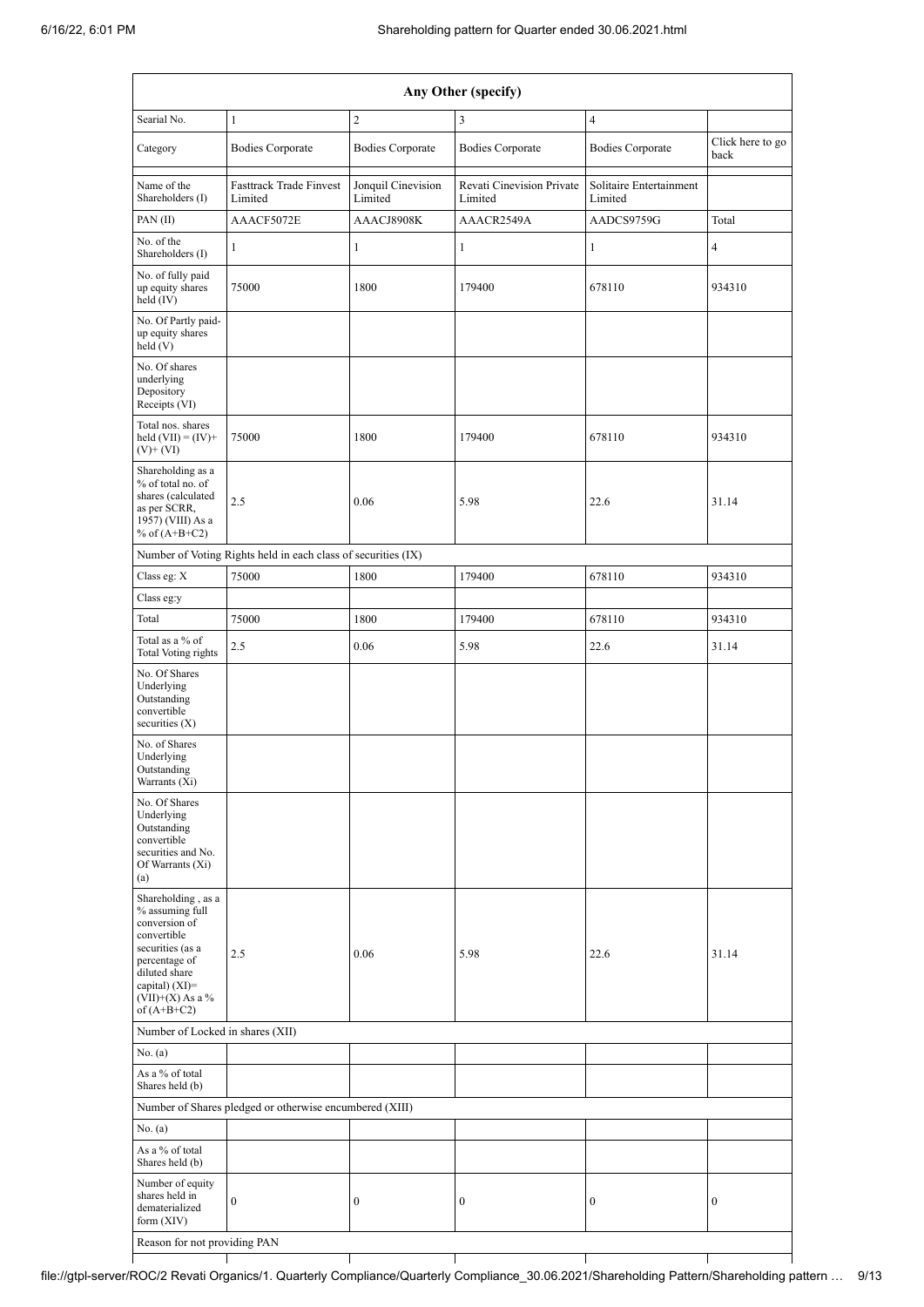| Any Other (specify) | | | | | |
|---|---|---|---|---|---|
| Searial No. | 1 | 2 | 3 | 4 | |
| Category | Bodies Corporate | Bodies Corporate | Bodies Corporate | Bodies Corporate | Click here to go back |
| Name of the Shareholders (I) | Fasttrack Trade Finvest Limited | Jonquil Cinevision Limited | Revati Cinevision Private Limited | Solitaire Entertainment Limited | |
| PAN (II) | AAACF5072E | AAACJ8908K | AAACR2549A | AADCS9759G | Total |
| No. of the Shareholders (I) | 1 | 1 | 1 | 1 | 4 |
| No. of fully paid up equity shares held (IV) | 75000 | 1800 | 179400 | 678110 | 934310 |
| No. Of Partly paid-up equity shares held (V) | | | | | |
| No. Of shares underlying Depository Receipts (VI) | | | | | |
| Total nos. shares held (VII) = (IV)+(V)+ (VI) | 75000 | 1800 | 179400 | 678110 | 934310 |
| Shareholding as a % of total no. of shares (calculated as per SCRR, 1957) (VIII) As a % of (A+B+C2) | 2.5 | 0.06 | 5.98 | 22.6 | 31.14 |
| Number of Voting Rights held in each class of securities (IX) | | | | | |
| Class eg: X | 75000 | 1800 | 179400 | 678110 | 934310 |
| Class eg:y | | | | | |
| Total | 75000 | 1800 | 179400 | 678110 | 934310 |
| Total as a % of Total Voting rights | 2.5 | 0.06 | 5.98 | 22.6 | 31.14 |
| No. Of Shares Underlying Outstanding convertible securities (X) | | | | | |
| No. of Shares Underlying Outstanding Warrants (Xi) | | | | | |
| No. Of Shares Underlying Outstanding convertible securities and No. Of Warrants (Xi) (a) | | | | | |
| Shareholding , as a % assuming full conversion of convertible securities (as a percentage of diluted share capital) (XI)= (VII)+(X) As a % of (A+B+C2) | 2.5 | 0.06 | 5.98 | 22.6 | 31.14 |
| Number of Locked in shares (XII) | | | | | |
| No. (a) | | | | | |
| As a % of total Shares held (b) | | | | | |
| Number of Shares pledged or otherwise encumbered (XIII) | | | | | |
| No. (a) | | | | | |
| As a % of total Shares held (b) | | | | | |
| Number of equity shares held in dematerialized form (XIV) | 0 | 0 | 0 | 0 | 0 |
| Reason for not providing PAN | | | | | |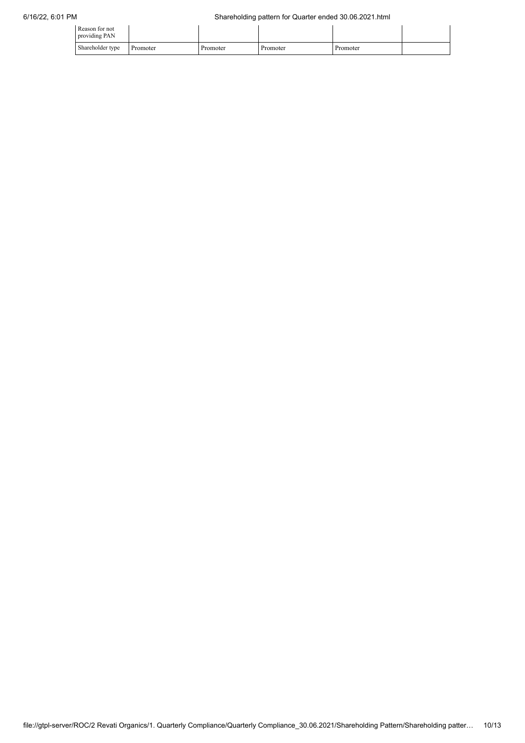| Reason for not providing PAN | | | | | |
|---|---|---|---|---|---|
| Shareholder type | Promoter | Promoter | Promoter | Promoter | |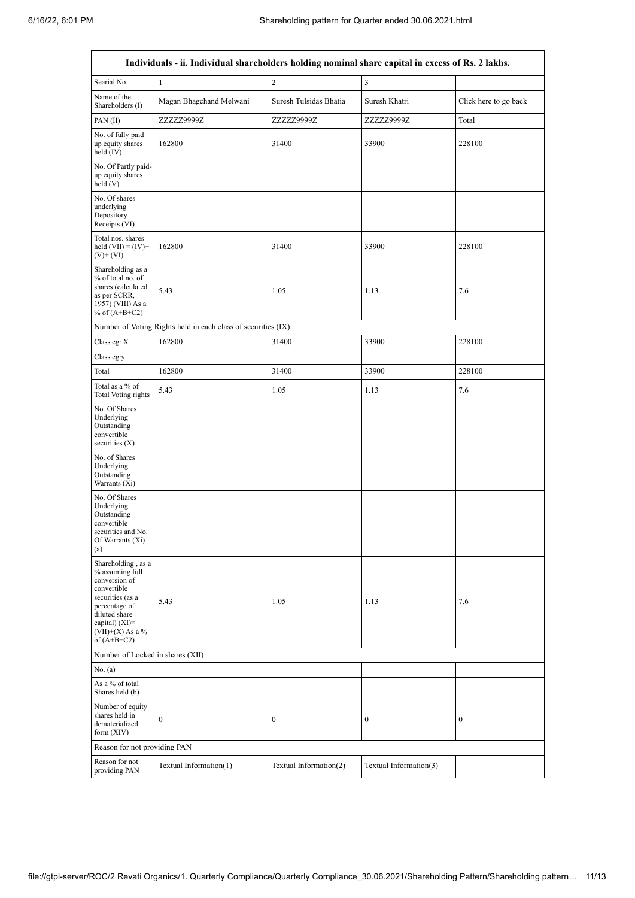| Individuals - ii. Individual shareholders holding nominal share capital in excess of Rs. 2 lakhs. | | | | |
|---|---|---|---|---|
| Searial No. | 1 | 2 | 3 | |
| Name of the Shareholders (I) | Magan Bhagchand Melwani | Suresh Tulsidas Bhatia | Suresh Khatri | Click here to go back |
| PAN (II) | ZZZZZ9999Z | ZZZZZ9999Z | ZZZZZ9999Z | Total |
| No. of fully paid up equity shares held (IV) | 162800 | 31400 | 33900 | 228100 |
| No. Of Partly paid-up equity shares held (V) | | | | |
| No. Of shares underlying Depository Receipts (VI) | | | | |
| Total nos. shares held (VII) = (IV)+ (V)+ (VI) | 162800 | 31400 | 33900 | 228100 |
| Shareholding as a % of total no. of shares (calculated as per SCRR, 1957) (VIII) As a % of (A+B+C2) | 5.43 | 1.05 | 1.13 | 7.6 |
| Number of Voting Rights held in each class of securities (IX) | | | | |
| Class eg: X | 162800 | 31400 | 33900 | 228100 |
| Class eg:y | | | | |
| Total | 162800 | 31400 | 33900 | 228100 |
| Total as a % of Total Voting rights | 5.43 | 1.05 | 1.13 | 7.6 |
| No. Of Shares Underlying Outstanding convertible securities (X) | | | | |
| No. of Shares Underlying Outstanding Warrants (Xi) | | | | |
| No. Of Shares Underlying Outstanding convertible securities and No. Of Warrants (Xi) (a) | | | | |
| Shareholding , as a % assuming full conversion of convertible securities (as a percentage of diluted share capital) (XI)= (VII)+(X) As a % of (A+B+C2) | 5.43 | 1.05 | 1.13 | 7.6 |
| Number of Locked in shares (XII) | | | | |
| No. (a) | | | | |
| As a % of total Shares held (b) | | | | |
| Number of equity shares held in dematerialized form (XIV) | 0 | 0 | 0 | 0 |
| Reason for not providing PAN | | | | |
| Reason for not providing PAN | Textual Information(1) | Textual Information(2) | Textual Information(3) | |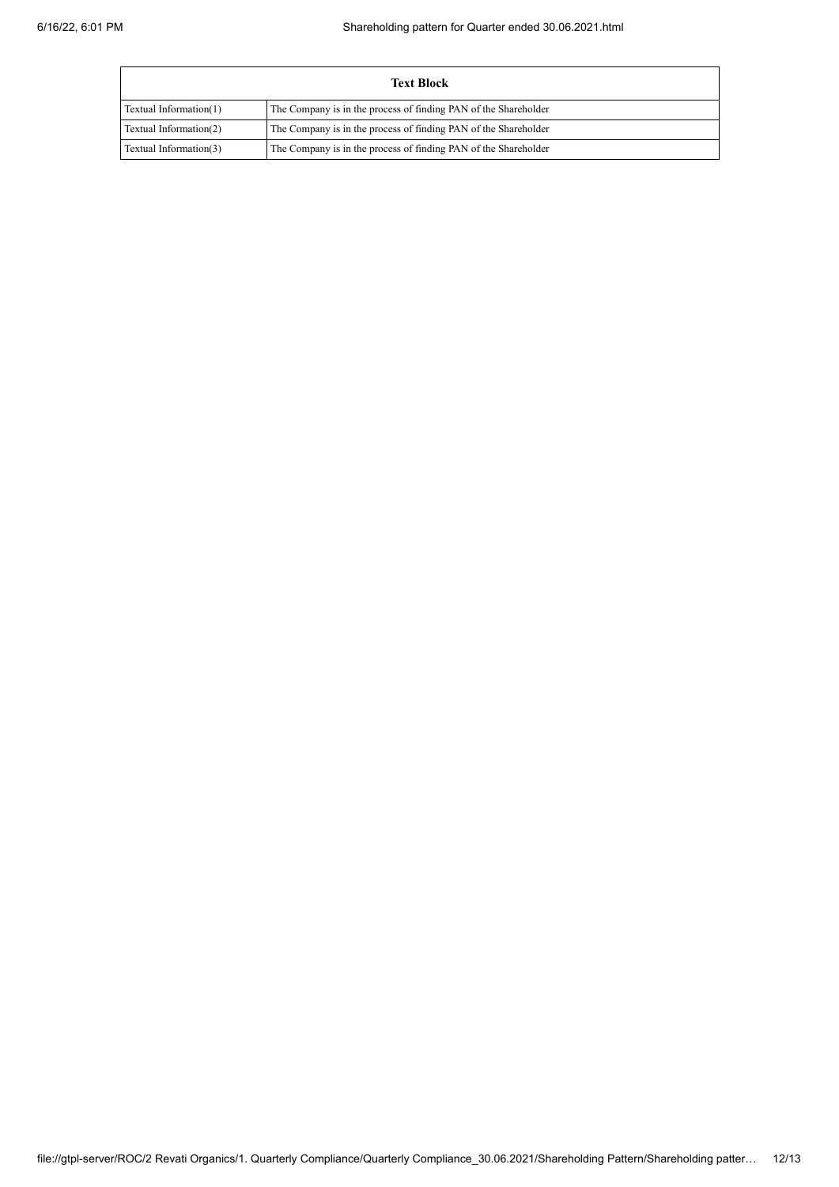| Text Block | |
|---|---|
| Textual Information(1) | The Company is in the process of finding PAN of the Shareholder |
| Textual Information(2) | The Company is in the process of finding PAN of the Shareholder |
| Textual Information(3) | The Company is in the process of finding PAN of the Shareholder |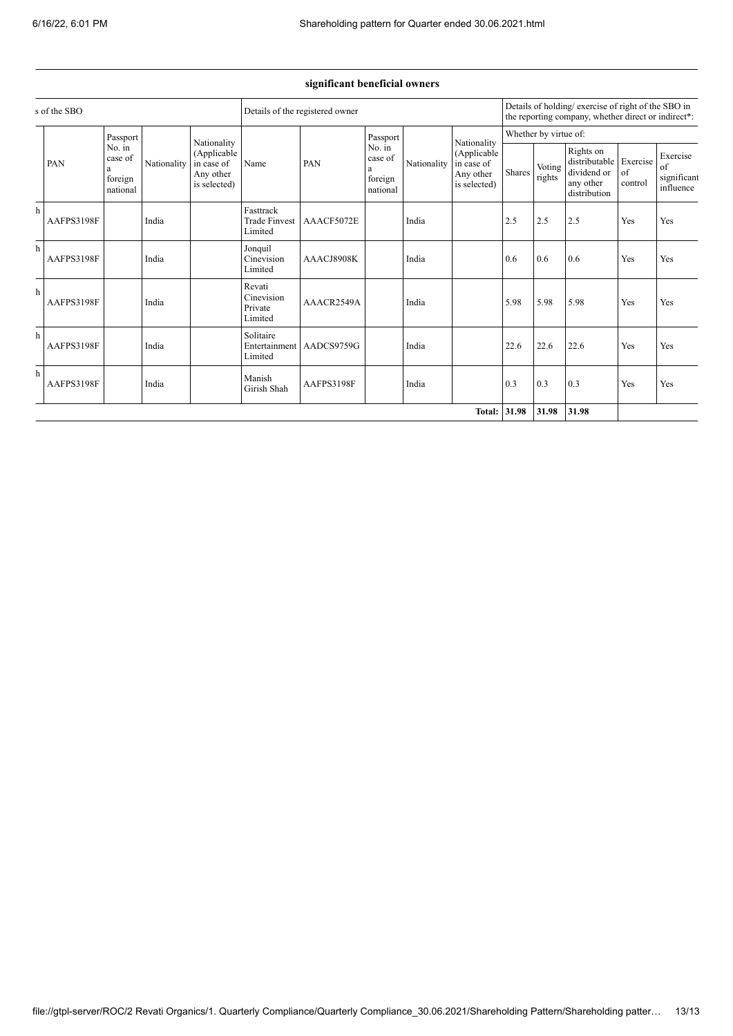**significant beneficial owners**

| s of the SBO | | | | | Details of the registered owner | | | | | Details of holding/ exercise of right of the SBO in the reporting company, whether direct or indirect*: | | | | |
|---|---|---|---|---|---|---|---|---|---|---|---|---|---|---|
| | | | | | | | | | | Whether by virtue of: | | | | |
| | PAN | Passport No. in case of a foreign national | Nationality | Nationality (Applicable in case of Any other is selected) | Name | PAN | Passport No. in case of a foreign national | Nationality | Nationality (Applicable in case of Any other is selected) | Shares | Voting rights | Rights on distributable dividend or any other distribution | Exercise of control | Exercise of significant influence |
| h | AAFPS3198F | | India | | Fasttrack Trade Finvest Limited | AAACF5072E | | India | | 2.5 | 2.5 | 2.5 | Yes | Yes |
| h | AAFPS3198F | | India | | Jonquil Cinevision Limited | AAACJ8908K | | India | | 0.6 | 0.6 | 0.6 | Yes | Yes |
| h | AAFPS3198F | | India | | Revati Cinevision Private Limited | AAACR2549A | | India | | 5.98 | 5.98 | 5.98 | Yes | Yes |
| h | AAFPS3198F | | India | | Solitaire Entertainment Limited | AADCS9759G | | India | | 22.6 | 22.6 | 22.6 | Yes | Yes |
| h | AAFPS3198F | | India | | Manish Girish Shah | AAFPS3198F | | India | | 0.3 | 0.3 | 0.3 | Yes | Yes |
| | | | | | | | | | **Total:** | **31.98** | **31.98** | **31.98** | | |